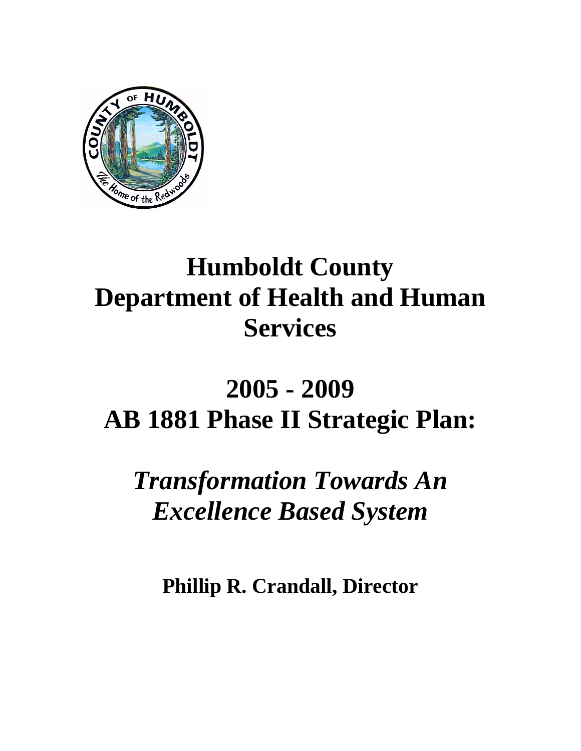# Humboldt County Department of Health and Human Services

# 2005 - 2009 AB 1881 Phase II Strategic Plan:

## *Transformation Towards An Excellence Based System*

**Phillip R. Crandall, Director**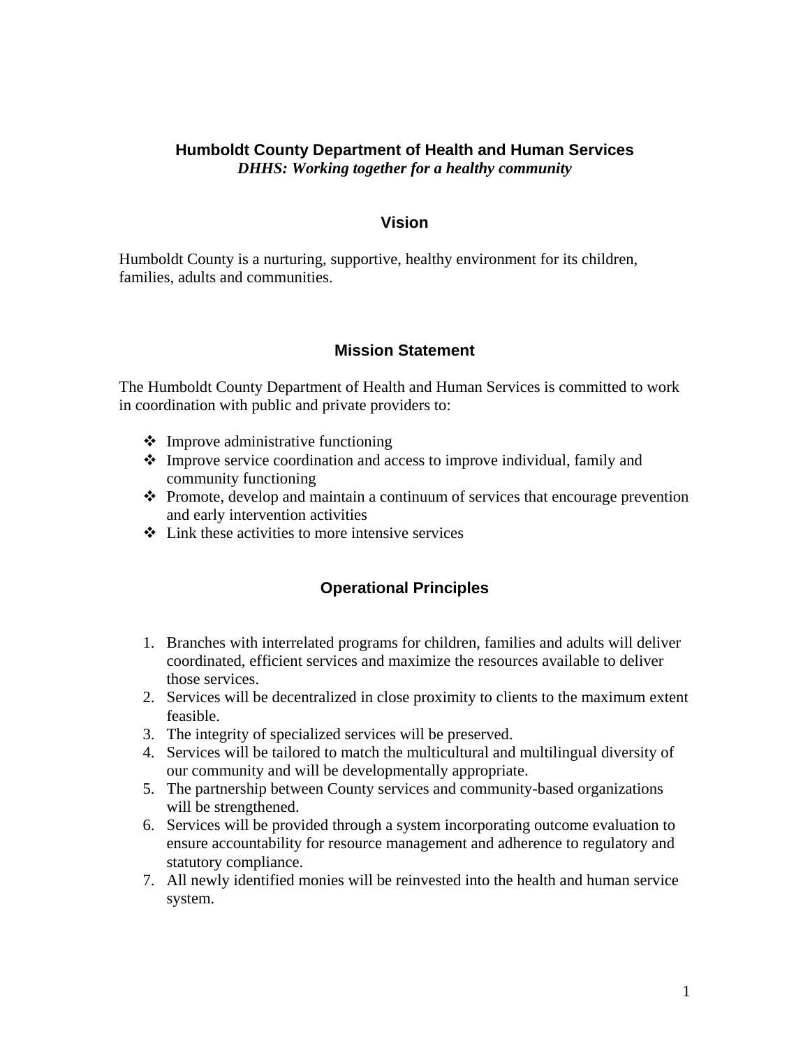# Humboldt County Department of Health and Human Services

***DHHS: Working together for a healthy community***

## Vision

Humboldt County is a nurturing, supportive, healthy environment for its children, families, adults and communities.

## Mission Statement

The Humboldt County Department of Health and Human Services is committed to work in coordination with public and private providers to:

- Improve administrative functioning
- Improve service coordination and access to improve individual, family and community functioning
- Promote, develop and maintain a continuum of services that encourage prevention and early intervention activities
- Link these activities to more intensive services

## Operational Principles

1. Branches with interrelated programs for children, families and adults will deliver coordinated, efficient services and maximize the resources available to deliver those services.
2. Services will be decentralized in close proximity to clients to the maximum extent feasible.
3. The integrity of specialized services will be preserved.
4. Services will be tailored to match the multicultural and multilingual diversity of our community and will be developmentally appropriate.
5. The partnership between County services and community-based organizations will be strengthened.
6. Services will be provided through a system incorporating outcome evaluation to ensure accountability for resource management and adherence to regulatory and statutory compliance.
7. All newly identified monies will be reinvested into the health and human service system.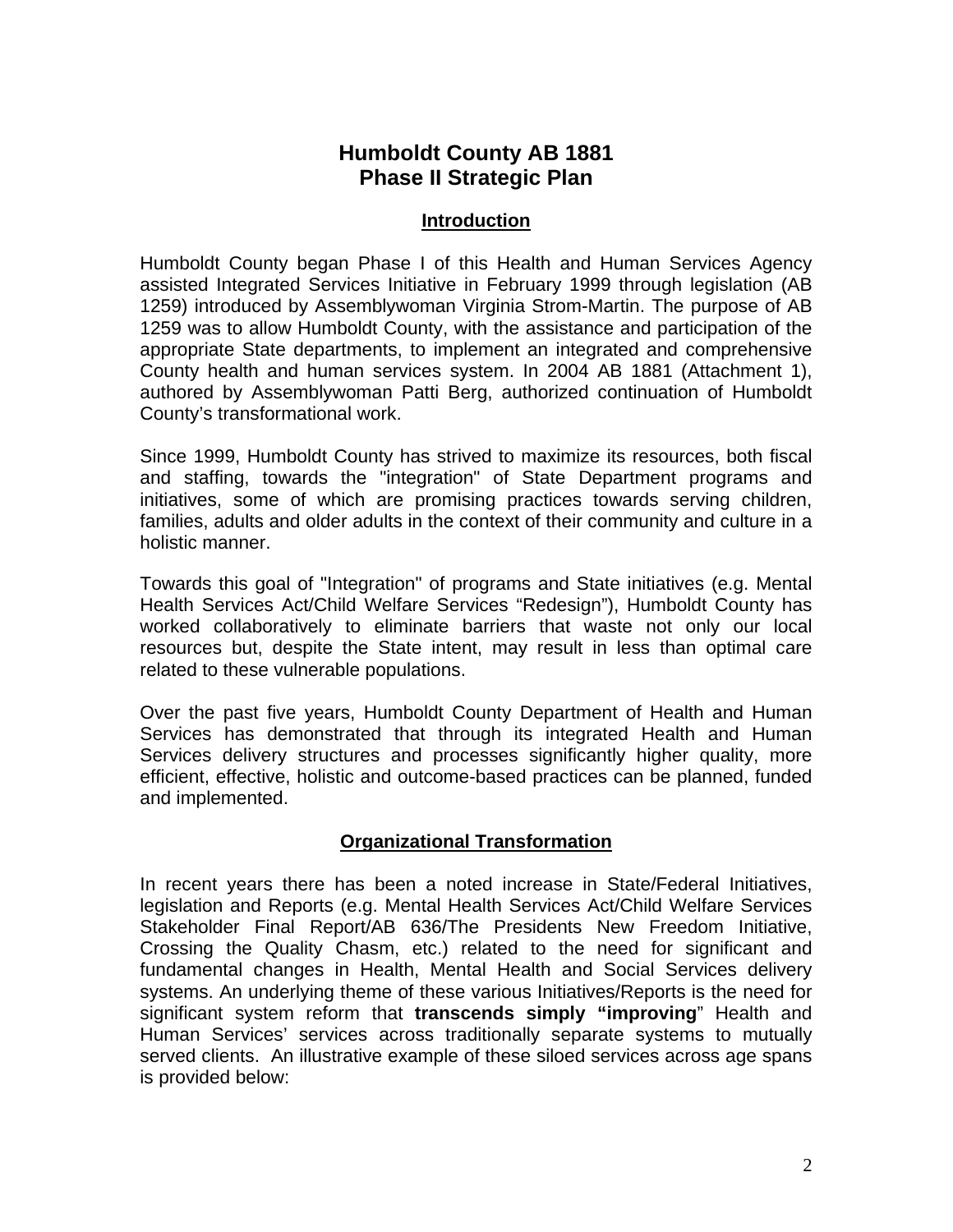# Humboldt County AB 1881
# Phase II Strategic Plan

## Introduction

Humboldt County began Phase I of this Health and Human Services Agency assisted Integrated Services Initiative in February 1999 through legislation (AB 1259) introduced by Assemblywoman Virginia Strom-Martin. The purpose of AB 1259 was to allow Humboldt County, with the assistance and participation of the appropriate State departments, to implement an integrated and comprehensive County health and human services system. In 2004 AB 1881 (Attachment 1), authored by Assemblywoman Patti Berg, authorized continuation of Humboldt County's transformational work.

Since 1999, Humboldt County has strived to maximize its resources, both fiscal and staffing, towards the "integration" of State Department programs and initiatives, some of which are promising practices towards serving children, families, adults and older adults in the context of their community and culture in a holistic manner.

Towards this goal of "Integration" of programs and State initiatives (e.g. Mental Health Services Act/Child Welfare Services "Redesign"), Humboldt County has worked collaboratively to eliminate barriers that waste not only our local resources but, despite the State intent, may result in less than optimal care related to these vulnerable populations.

Over the past five years, Humboldt County Department of Health and Human Services has demonstrated that through its integrated Health and Human Services delivery structures and processes significantly higher quality, more efficient, effective, holistic and outcome-based practices can be planned, funded and implemented.

## Organizational Transformation

In recent years there has been a noted increase in State/Federal Initiatives, legislation and Reports (e.g. Mental Health Services Act/Child Welfare Services Stakeholder Final Report/AB 636/The Presidents New Freedom Initiative, Crossing the Quality Chasm, etc.) related to the need for significant and fundamental changes in Health, Mental Health and Social Services delivery systems. An underlying theme of these various Initiatives/Reports is the need for significant system reform that **transcends simply "improving**" Health and Human Services' services across traditionally separate systems to mutually served clients. An illustrative example of these siloed services across age spans is provided below: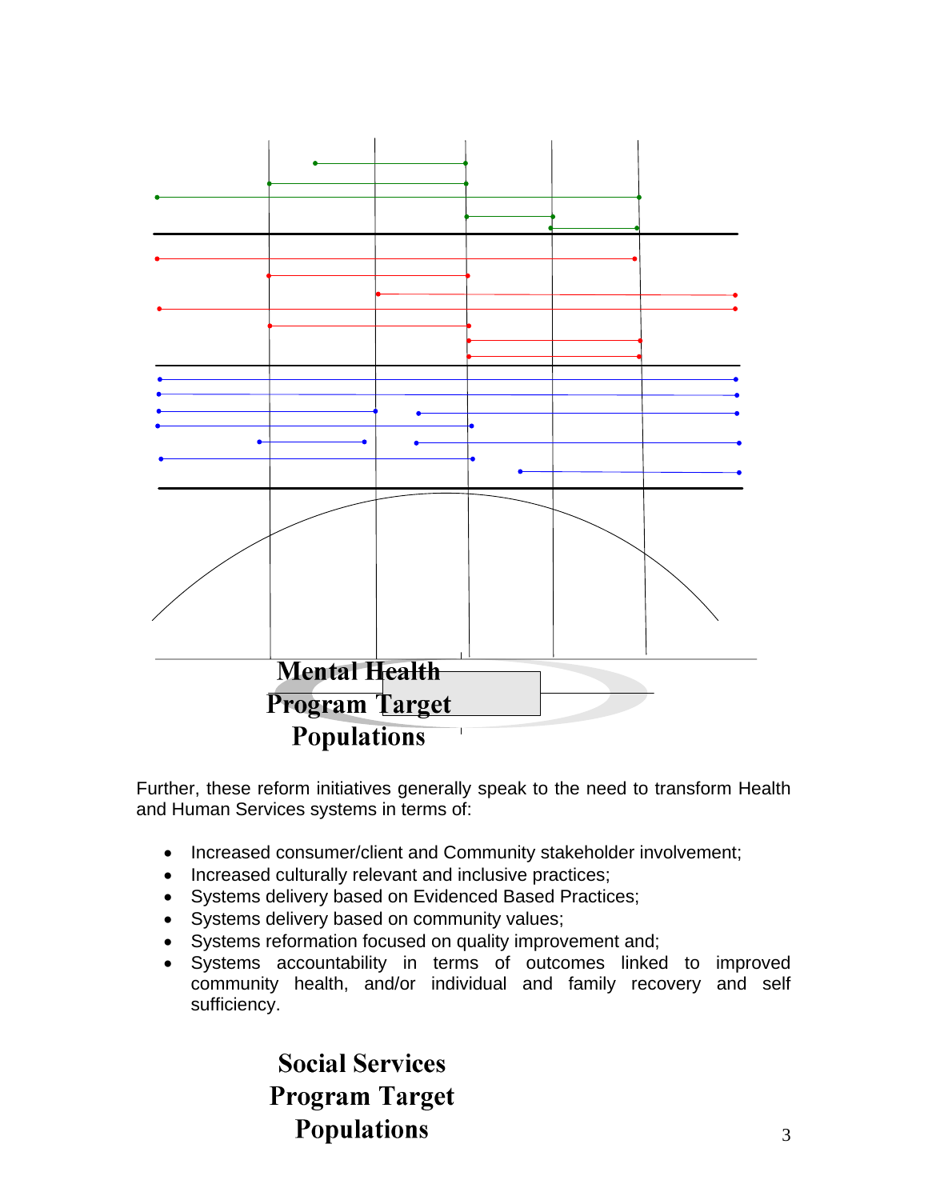**Mental Health Program Target Populations**

Further, these reform initiatives generally speak to the need to transform Health and Human Services systems in terms of:

- Increased consumer/client and Community stakeholder involvement;
- Increased culturally relevant and inclusive practices;
- Systems delivery based on Evidenced Based Practices;
- Systems delivery based on community values;
- Systems reformation focused on quality improvement and;
- Systems accountability in terms of outcomes linked to improved community health, and/or individual and family recovery and self sufficiency.

**Social Services Program Target Populations**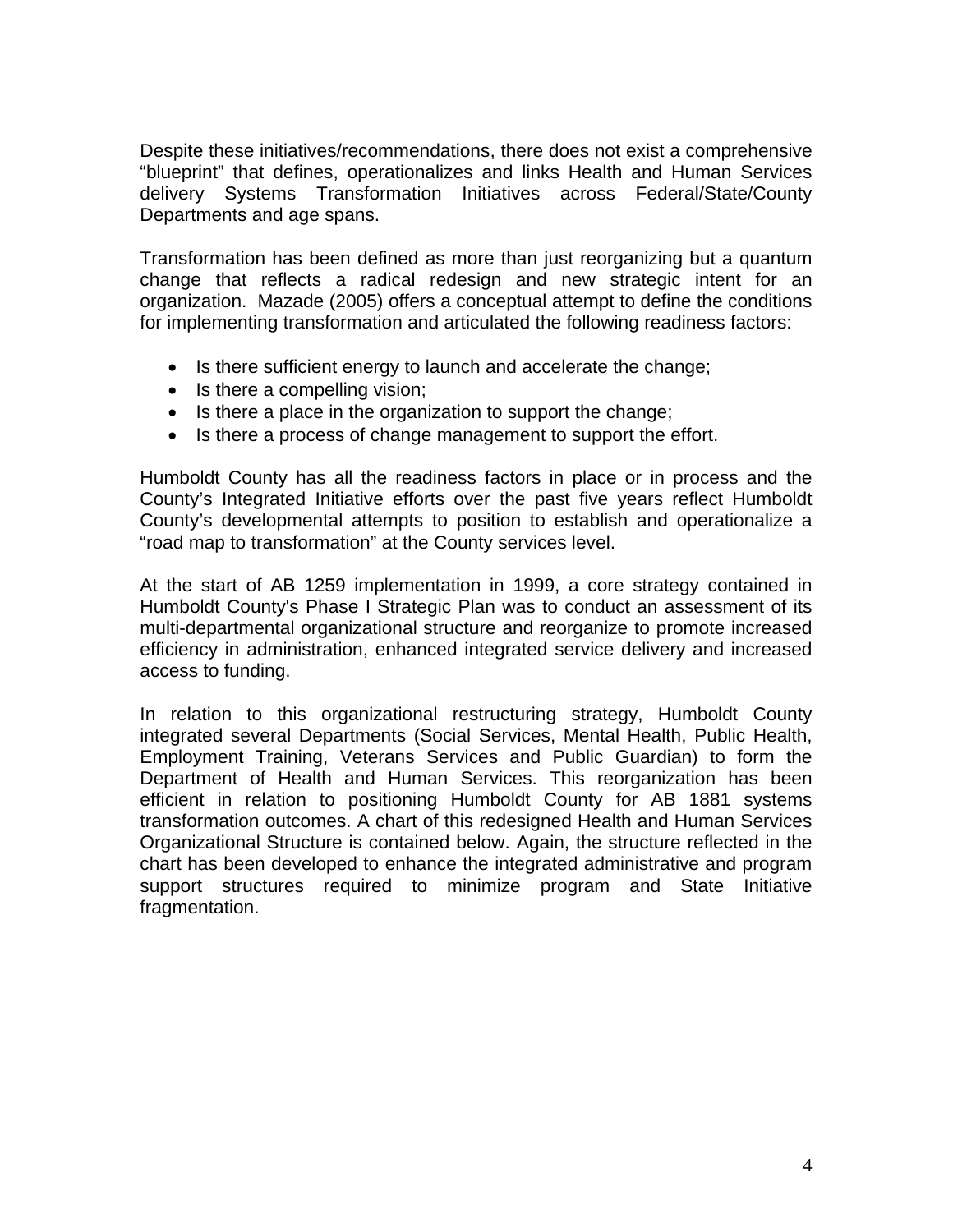Despite these initiatives/recommendations, there does not exist a comprehensive "blueprint" that defines, operationalizes and links Health and Human Services delivery Systems Transformation Initiatives across Federal/State/County Departments and age spans.

Transformation has been defined as more than just reorganizing but a quantum change that reflects a radical redesign and new strategic intent for an organization. Mazade (2005) offers a conceptual attempt to define the conditions for implementing transformation and articulated the following readiness factors:

- Is there sufficient energy to launch and accelerate the change;
- Is there a compelling vision;
- Is there a place in the organization to support the change;
- Is there a process of change management to support the effort.

Humboldt County has all the readiness factors in place or in process and the County's Integrated Initiative efforts over the past five years reflect Humboldt County's developmental attempts to position to establish and operationalize a "road map to transformation" at the County services level.

At the start of AB 1259 implementation in 1999, a core strategy contained in Humboldt County's Phase I Strategic Plan was to conduct an assessment of its multi-departmental organizational structure and reorganize to promote increased efficiency in administration, enhanced integrated service delivery and increased access to funding.

In relation to this organizational restructuring strategy, Humboldt County integrated several Departments (Social Services, Mental Health, Public Health, Employment Training, Veterans Services and Public Guardian) to form the Department of Health and Human Services. This reorganization has been efficient in relation to positioning Humboldt County for AB 1881 systems transformation outcomes. A chart of this redesigned Health and Human Services Organizational Structure is contained below. Again, the structure reflected in the chart has been developed to enhance the integrated administrative and program support structures required to minimize program and State Initiative fragmentation.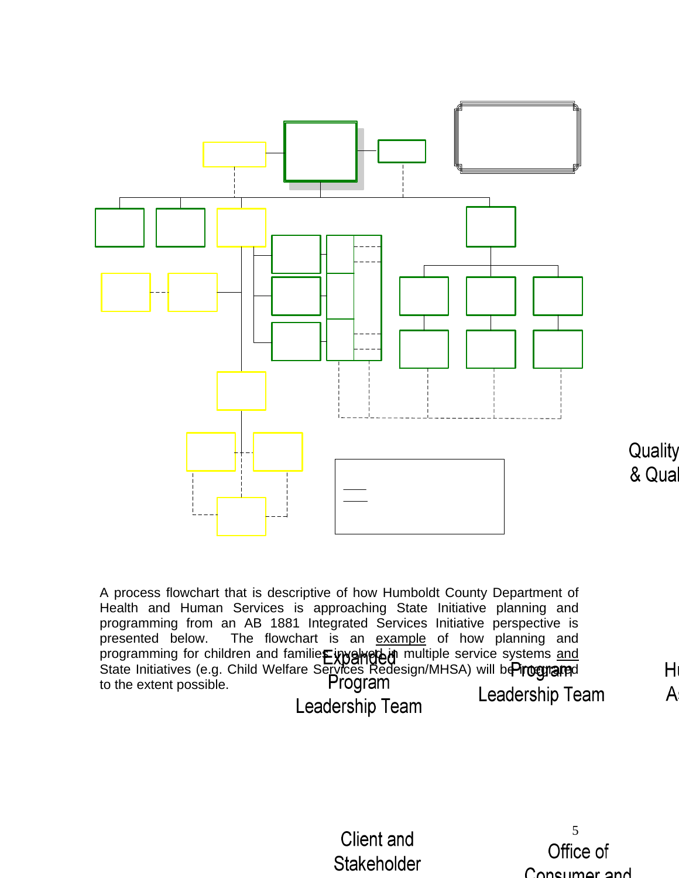A process flowchart that is descriptive of how Humboldt County Department of Health and Human Services is approaching State Initiative planning and programming from an AB 1881 Integrated Services Initiative perspective is presented below. The flowchart is an example of how planning and programming for children and families involved in multiple service systems and State Initiatives (e.g. Child Welfare Services Redesign/MHSA) will be integrated to the extent possible.

Quality & Qual

Expanded Program Leadership Team

Program Leadership Team

Hu A

Client and Stakeholder

Office of Consumer and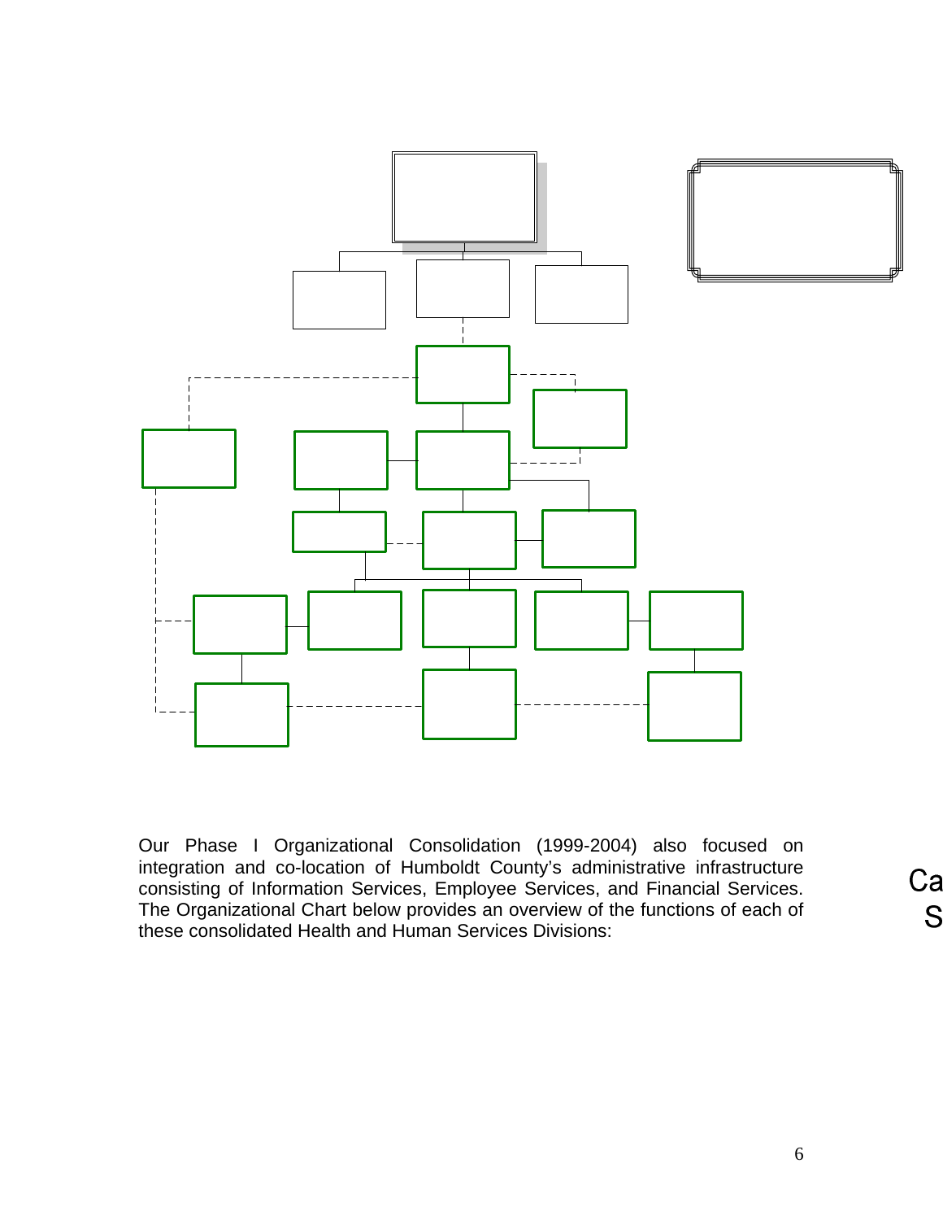Our Phase I Organizational Consolidation (1999-2004) also focused on integration and co-location of Humboldt County's administrative infrastructure consisting of Information Services, Employee Services, and Financial Services. The Organizational Chart below provides an overview of the functions of each of these consolidated Health and Human Services Divisions: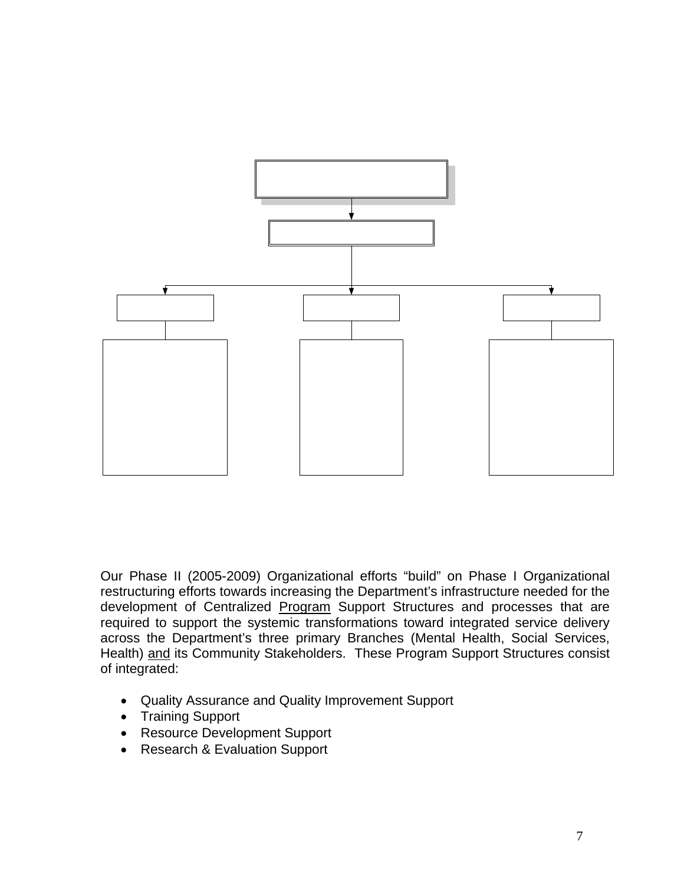Our Phase II (2005-2009) Organizational efforts "build" on Phase I Organizational restructuring efforts towards increasing the Department's infrastructure needed for the development of Centralized Program Support Structures and processes that are required to support the systemic transformations toward integrated service delivery across the Department's three primary Branches (Mental Health, Social Services, Health) and its Community Stakeholders. These Program Support Structures consist of integrated:

- Quality Assurance and Quality Improvement Support
- Training Support
- Resource Development Support
- Research & Evaluation Support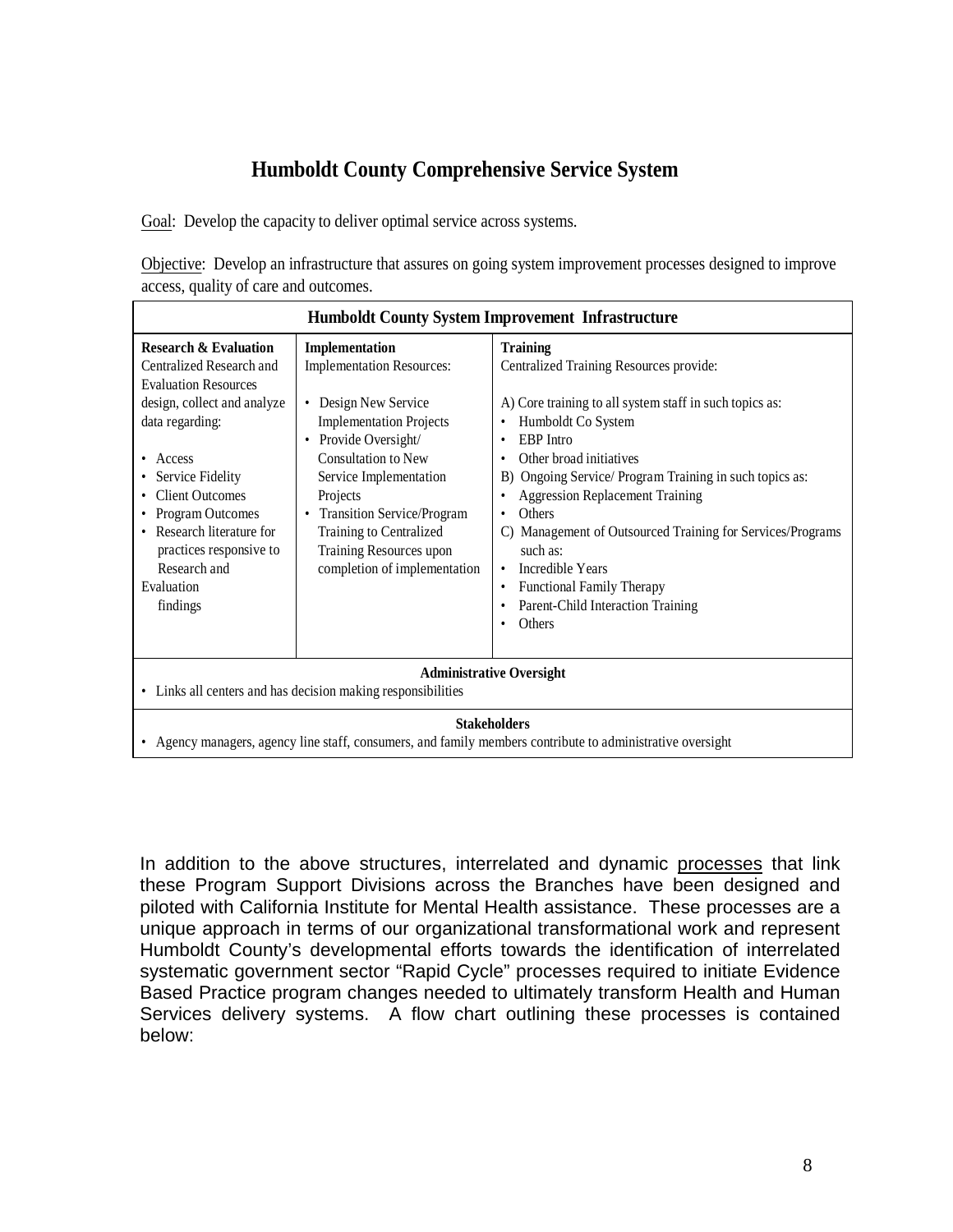# Humboldt County Comprehensive Service System

Goal: Develop the capacity to deliver optimal service across systems.

Objective: Develop an infrastructure that assures on going system improvement processes designed to improve access, quality of care and outcomes.

| Humboldt County System Improvement Infrastructure | | |
|---|---|---|
| **Research & Evaluation**<br>Centralized Research and Evaluation Resources design, collect and analyze data regarding:<br><br>• Access<br>• Service Fidelity<br>• Client Outcomes<br>• Program Outcomes<br>• Research literature for practices responsive to Research and Evaluation findings | **Implementation**<br>Implementation Resources:<br><br>• Design New Service Implementation Projects<br>• Provide Oversight/ Consultation to New Service Implementation Projects<br>• Transition Service/Program Training to Centralized Training Resources upon completion of implementation | **Training**<br>Centralized Training Resources provide:<br><br>A) Core training to all system staff in such topics as:<br>• Humboldt Co System<br>• EBP Intro<br>• Other broad initiatives<br>B) Ongoing Service/ Program Training in such topics as:<br>• Aggression Replacement Training<br>• Others<br>C) Management of Outsourced Training for Services/Programs such as:<br>• Incredible Years<br>• Functional Family Therapy<br>• Parent-Child Interaction Training<br>• Others |
| **Administrative Oversight**<br>• Links all centers and has decision making responsibilities | | |
| **Stakeholders**<br>• Agency managers, agency line staff, consumers, and family members contribute to administrative oversight | | |

In addition to the above structures, interrelated and dynamic processes that link these Program Support Divisions across the Branches have been designed and piloted with California Institute for Mental Health assistance. These processes are a unique approach in terms of our organizational transformational work and represent Humboldt County's developmental efforts towards the identification of interrelated systematic government sector "Rapid Cycle" processes required to initiate Evidence Based Practice program changes needed to ultimately transform Health and Human Services delivery systems. A flow chart outlining these processes is contained below: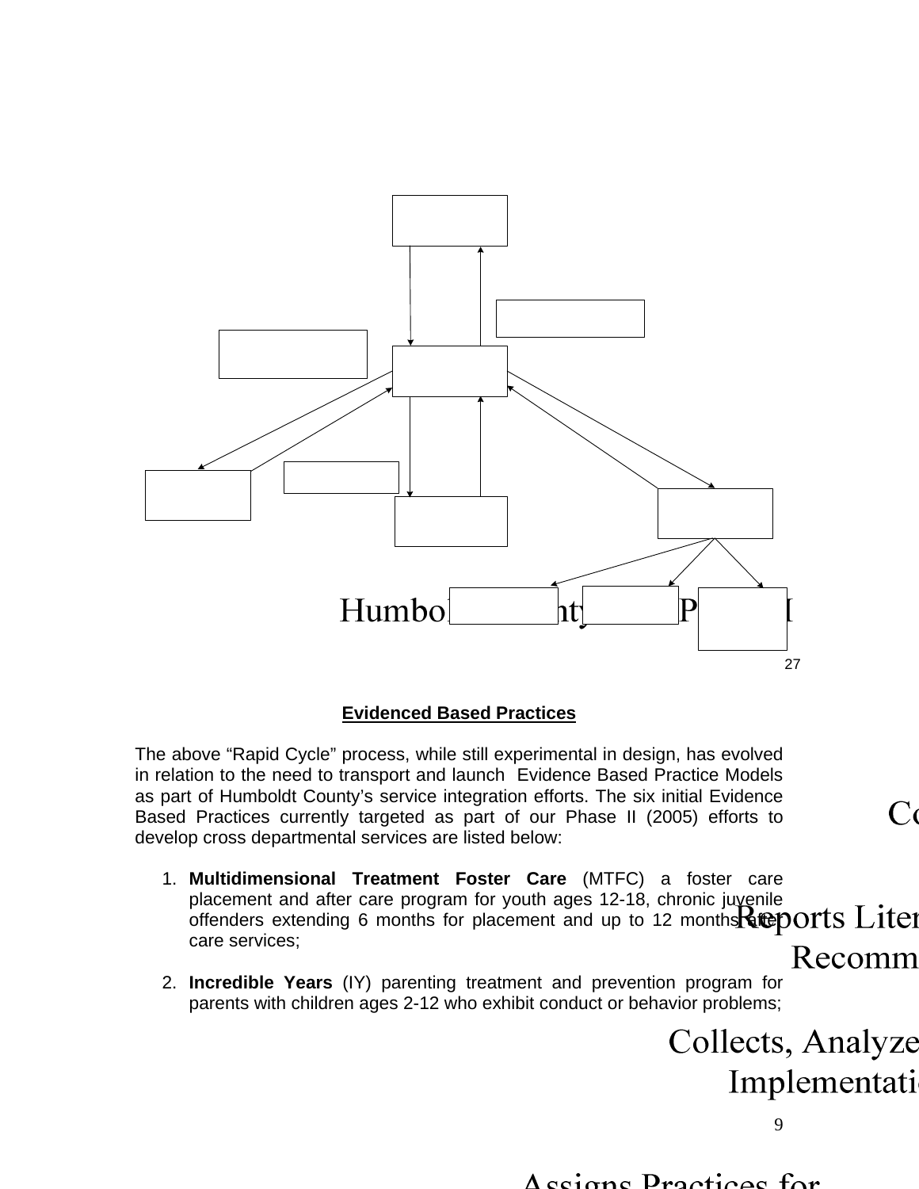Humboldt County ... Phase II

## Evidenced Based Practices

The above "Rapid Cycle" process, while still experimental in design, has evolved in relation to the need to transport and launch Evidence Based Practice Models as part of Humboldt County's service integration efforts. The six initial Evidence Based Practices currently targeted as part of our Phase II (2005) efforts to develop cross departmental services are listed below:

1. **Multidimensional Treatment Foster Care** (MTFC) a foster care placement and after care program for youth ages 12-18, chronic juvenile offenders extending 6 months for placement and up to 12 months after care services;

2. **Incredible Years** (IY) parenting treatment and prevention program for parents with children ages 2-12 who exhibit conduct or behavior problems;

Co

Reports Liter
Recomm

Collects, Analyze
Implementatio

Assigns Practices for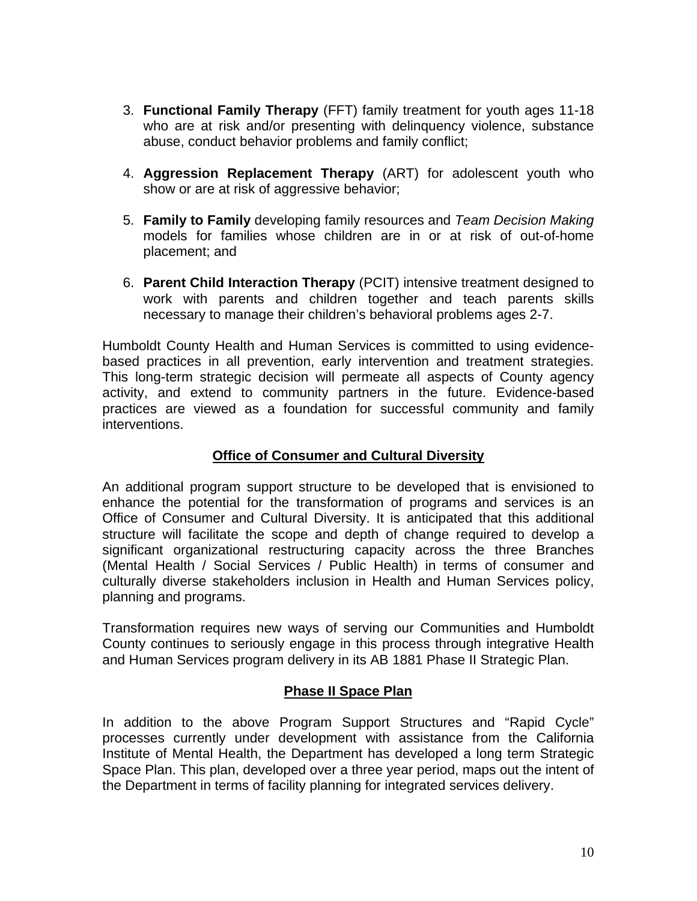3. **Functional Family Therapy** (FFT) family treatment for youth ages 11-18 who are at risk and/or presenting with delinquency violence, substance abuse, conduct behavior problems and family conflict;

4. **Aggression Replacement Therapy** (ART) for adolescent youth who show or are at risk of aggressive behavior;

5. **Family to Family** developing family resources and *Team Decision Making* models for families whose children are in or at risk of out-of-home placement; and

6. **Parent Child Interaction Therapy** (PCIT) intensive treatment designed to work with parents and children together and teach parents skills necessary to manage their children's behavioral problems ages 2-7.

Humboldt County Health and Human Services is committed to using evidence-based practices in all prevention, early intervention and treatment strategies. This long-term strategic decision will permeate all aspects of County agency activity, and extend to community partners in the future. Evidence-based practices are viewed as a foundation for successful community and family interventions.

## Office of Consumer and Cultural Diversity

An additional program support structure to be developed that is envisioned to enhance the potential for the transformation of programs and services is an Office of Consumer and Cultural Diversity. It is anticipated that this additional structure will facilitate the scope and depth of change required to develop a significant organizational restructuring capacity across the three Branches (Mental Health / Social Services / Public Health) in terms of consumer and culturally diverse stakeholders inclusion in Health and Human Services policy, planning and programs.

Transformation requires new ways of serving our Communities and Humboldt County continues to seriously engage in this process through integrative Health and Human Services program delivery in its AB 1881 Phase II Strategic Plan.

## Phase II Space Plan

In addition to the above Program Support Structures and "Rapid Cycle" processes currently under development with assistance from the California Institute of Mental Health, the Department has developed a long term Strategic Space Plan. This plan, developed over a three year period, maps out the intent of the Department in terms of facility planning for integrated services delivery.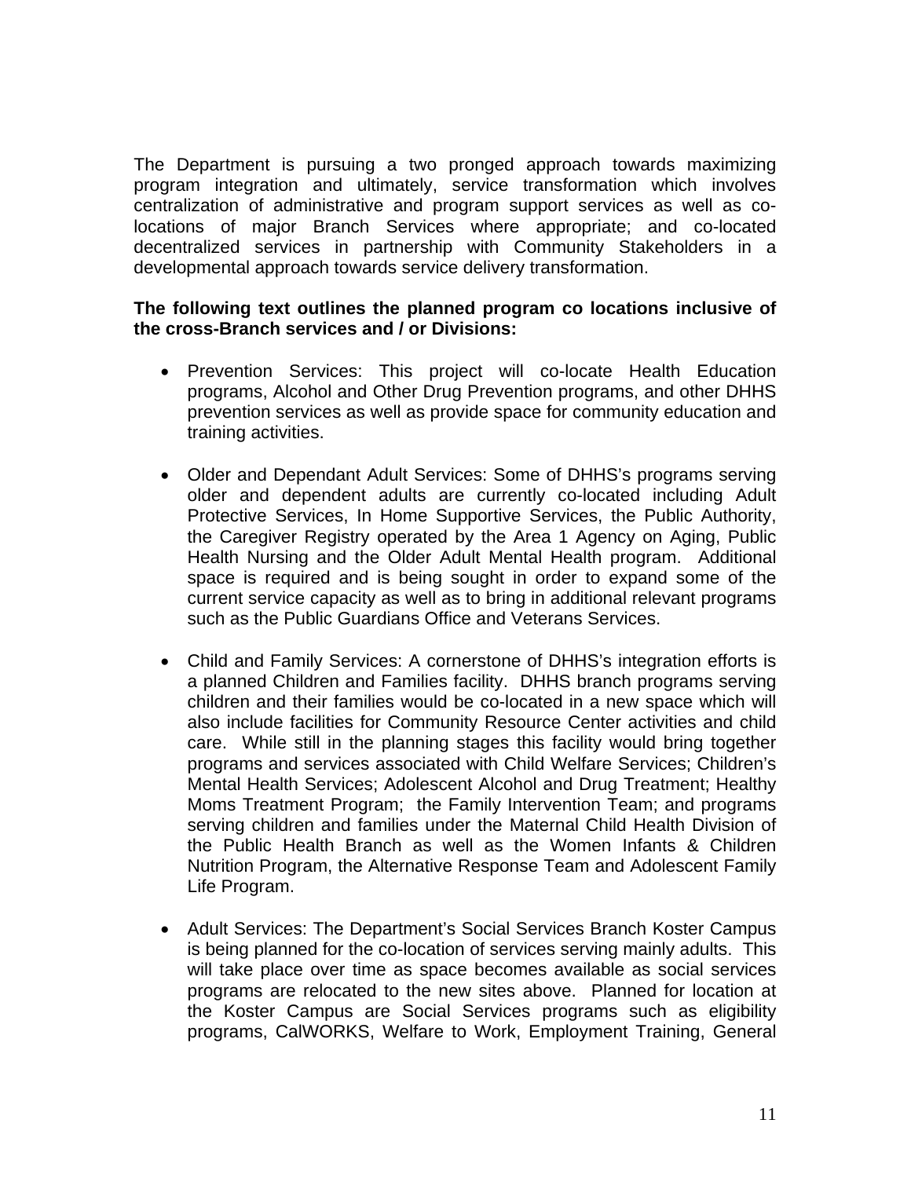The Department is pursuing a two pronged approach towards maximizing program integration and ultimately, service transformation which involves centralization of administrative and program support services as well as co-locations of major Branch Services where appropriate; and co-located decentralized services in partnership with Community Stakeholders in a developmental approach towards service delivery transformation.

**The following text outlines the planned program co locations inclusive of the cross-Branch services and / or Divisions:**

- Prevention Services: This project will co-locate Health Education programs, Alcohol and Other Drug Prevention programs, and other DHHS prevention services as well as provide space for community education and training activities.

- Older and Dependant Adult Services: Some of DHHS's programs serving older and dependent adults are currently co-located including Adult Protective Services, In Home Supportive Services, the Public Authority, the Caregiver Registry operated by the Area 1 Agency on Aging, Public Health Nursing and the Older Adult Mental Health program. Additional space is required and is being sought in order to expand some of the current service capacity as well as to bring in additional relevant programs such as the Public Guardians Office and Veterans Services.

- Child and Family Services: A cornerstone of DHHS's integration efforts is a planned Children and Families facility. DHHS branch programs serving children and their families would be co-located in a new space which will also include facilities for Community Resource Center activities and child care. While still in the planning stages this facility would bring together programs and services associated with Child Welfare Services; Children's Mental Health Services; Adolescent Alcohol and Drug Treatment; Healthy Moms Treatment Program; the Family Intervention Team; and programs serving children and families under the Maternal Child Health Division of the Public Health Branch as well as the Women Infants & Children Nutrition Program, the Alternative Response Team and Adolescent Family Life Program.

- Adult Services: The Department's Social Services Branch Koster Campus is being planned for the co-location of services serving mainly adults. This will take place over time as space becomes available as social services programs are relocated to the new sites above. Planned for location at the Koster Campus are Social Services programs such as eligibility programs, CalWORKS, Welfare to Work, Employment Training, General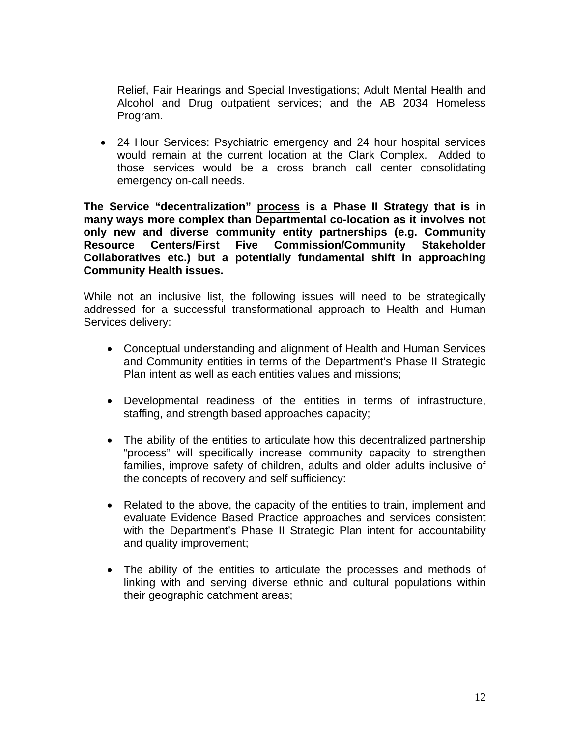Relief, Fair Hearings and Special Investigations; Adult Mental Health and Alcohol and Drug outpatient services; and the AB 2034 Homeless Program.

- 24 Hour Services: Psychiatric emergency and 24 hour hospital services would remain at the current location at the Clark Complex. Added to those services would be a cross branch call center consolidating emergency on-call needs.

**The Service "decentralization" <u>process</u> is a Phase II Strategy that is in many ways more complex than Departmental co-location as it involves not only new and diverse community entity partnerships (e.g. Community Resource Centers/First Five Commission/Community Stakeholder Collaboratives etc.) but a potentially fundamental shift in approaching Community Health issues.**

While not an inclusive list, the following issues will need to be strategically addressed for a successful transformational approach to Health and Human Services delivery:

- Conceptual understanding and alignment of Health and Human Services and Community entities in terms of the Department's Phase II Strategic Plan intent as well as each entities values and missions;

- Developmental readiness of the entities in terms of infrastructure, staffing, and strength based approaches capacity;

- The ability of the entities to articulate how this decentralized partnership "process" will specifically increase community capacity to strengthen families, improve safety of children, adults and older adults inclusive of the concepts of recovery and self sufficiency:

- Related to the above, the capacity of the entities to train, implement and evaluate Evidence Based Practice approaches and services consistent with the Department's Phase II Strategic Plan intent for accountability and quality improvement;

- The ability of the entities to articulate the processes and methods of linking with and serving diverse ethnic and cultural populations within their geographic catchment areas;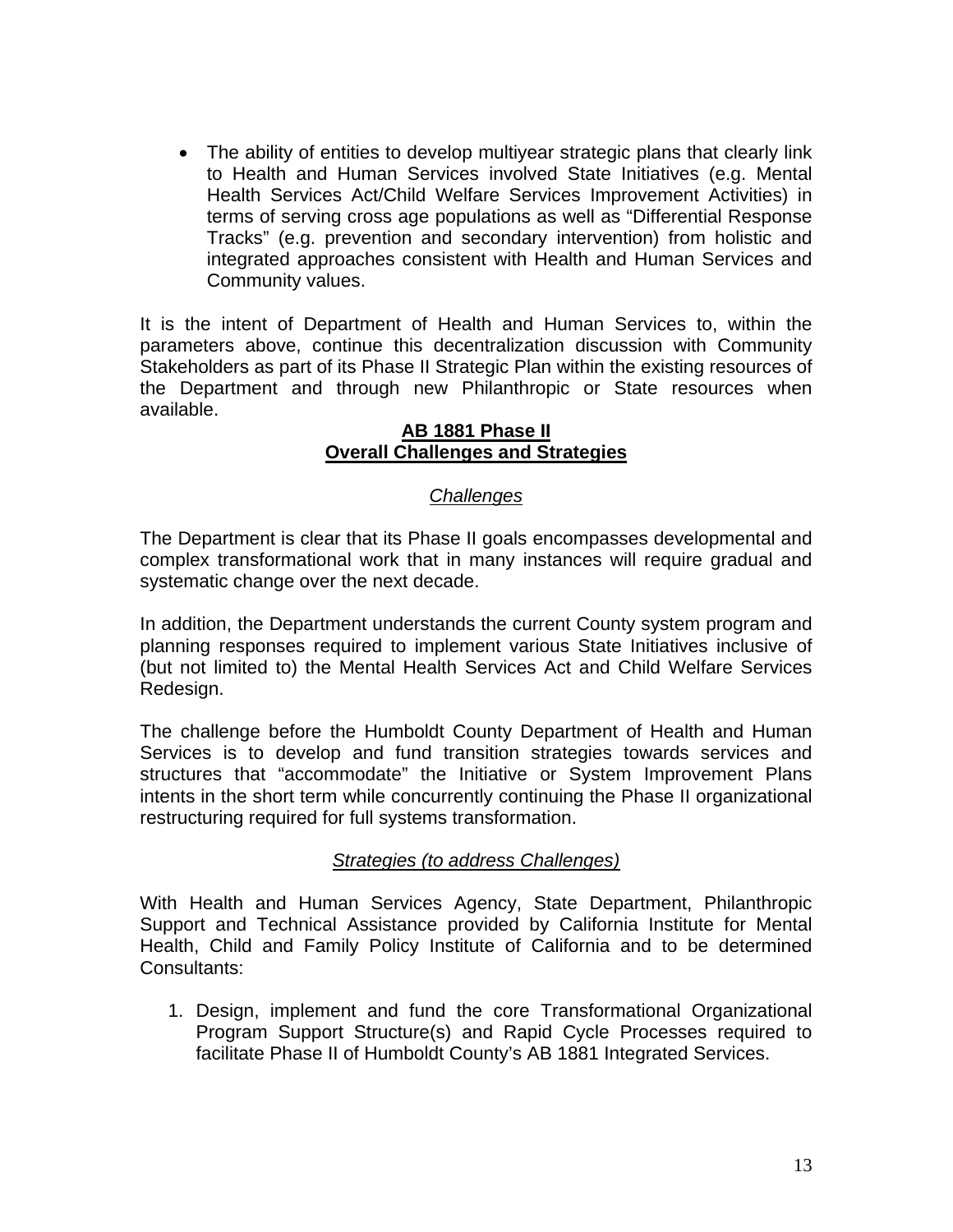- The ability of entities to develop multiyear strategic plans that clearly link to Health and Human Services involved State Initiatives (e.g. Mental Health Services Act/Child Welfare Services Improvement Activities) in terms of serving cross age populations as well as "Differential Response Tracks" (e.g. prevention and secondary intervention) from holistic and integrated approaches consistent with Health and Human Services and Community values.

It is the intent of Department of Health and Human Services to, within the parameters above, continue this decentralization discussion with Community Stakeholders as part of its Phase II Strategic Plan within the existing resources of the Department and through new Philanthropic or State resources when available.

## AB 1881 Phase II
## Overall Challenges and Strategies

### *Challenges*

The Department is clear that its Phase II goals encompasses developmental and complex transformational work that in many instances will require gradual and systematic change over the next decade.

In addition, the Department understands the current County system program and planning responses required to implement various State Initiatives inclusive of (but not limited to) the Mental Health Services Act and Child Welfare Services Redesign.

The challenge before the Humboldt County Department of Health and Human Services is to develop and fund transition strategies towards services and structures that "accommodate" the Initiative or System Improvement Plans intents in the short term while concurrently continuing the Phase II organizational restructuring required for full systems transformation.

### *Strategies (to address Challenges)*

With Health and Human Services Agency, State Department, Philanthropic Support and Technical Assistance provided by California Institute for Mental Health, Child and Family Policy Institute of California and to be determined Consultants:

1. Design, implement and fund the core Transformational Organizational Program Support Structure(s) and Rapid Cycle Processes required to facilitate Phase II of Humboldt County's AB 1881 Integrated Services.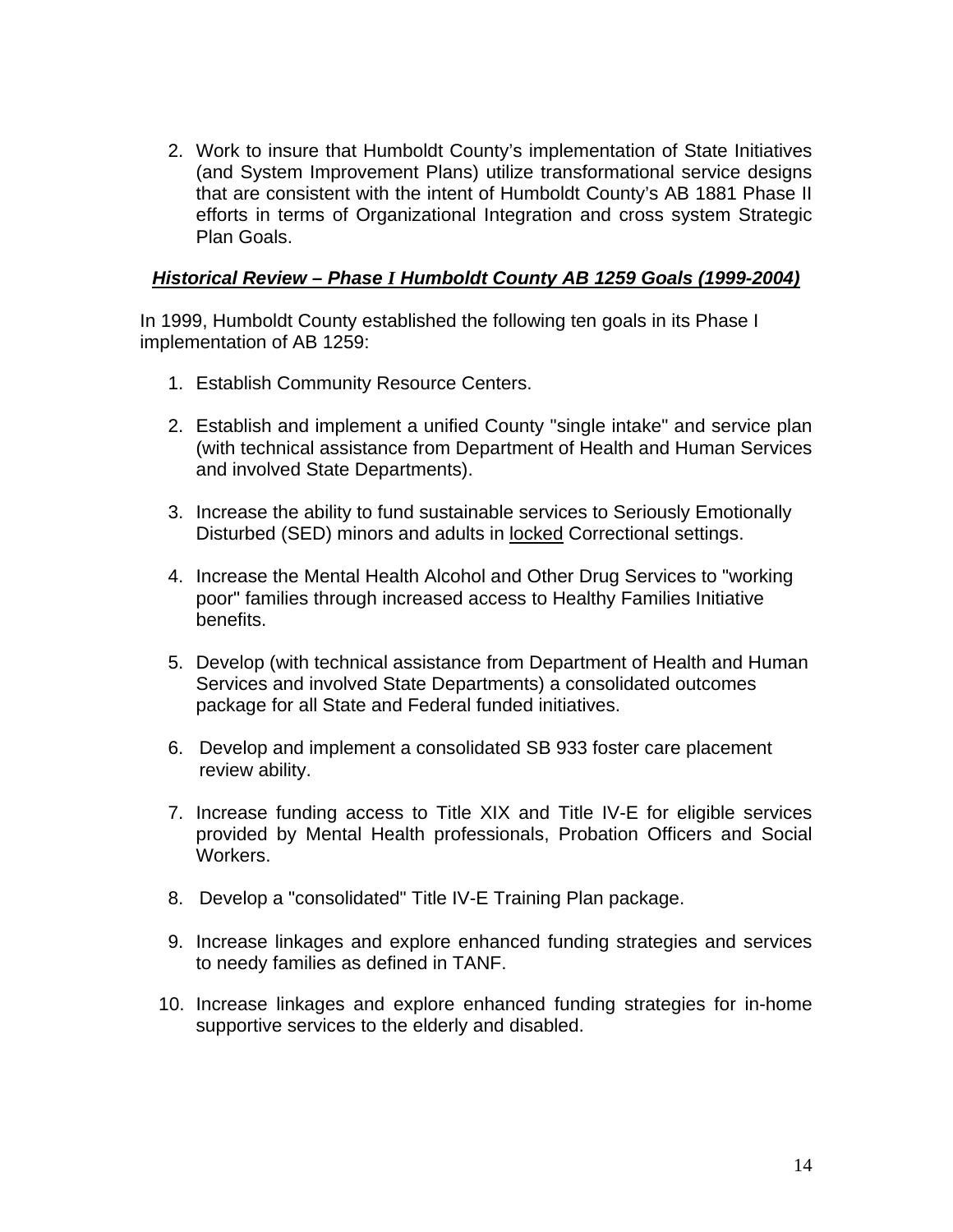2. Work to insure that Humboldt County's implementation of State Initiatives (and System Improvement Plans) utilize transformational service designs that are consistent with the intent of Humboldt County's AB 1881 Phase II efforts in terms of Organizational Integration and cross system Strategic Plan Goals.

### ***Historical Review – Phase I Humboldt County AB 1259 Goals (1999-2004)***

In 1999, Humboldt County established the following ten goals in its Phase I implementation of AB 1259:

1. Establish Community Resource Centers.
2. Establish and implement a unified County "single intake" and service plan (with technical assistance from Department of Health and Human Services and involved State Departments).
3. Increase the ability to fund sustainable services to Seriously Emotionally Disturbed (SED) minors and adults in <u>locked</u> Correctional settings.
4. Increase the Mental Health Alcohol and Other Drug Services to "working poor" families through increased access to Healthy Families Initiative benefits.
5. Develop (with technical assistance from Department of Health and Human Services and involved State Departments) a consolidated outcomes package for all State and Federal funded initiatives.
6. Develop and implement a consolidated SB 933 foster care placement review ability.
7. Increase funding access to Title XIX and Title IV-E for eligible services provided by Mental Health professionals, Probation Officers and Social Workers.
8. Develop a "consolidated" Title IV-E Training Plan package.
9. Increase linkages and explore enhanced funding strategies and services to needy families as defined in TANF.
10. Increase linkages and explore enhanced funding strategies for in-home supportive services to the elderly and disabled.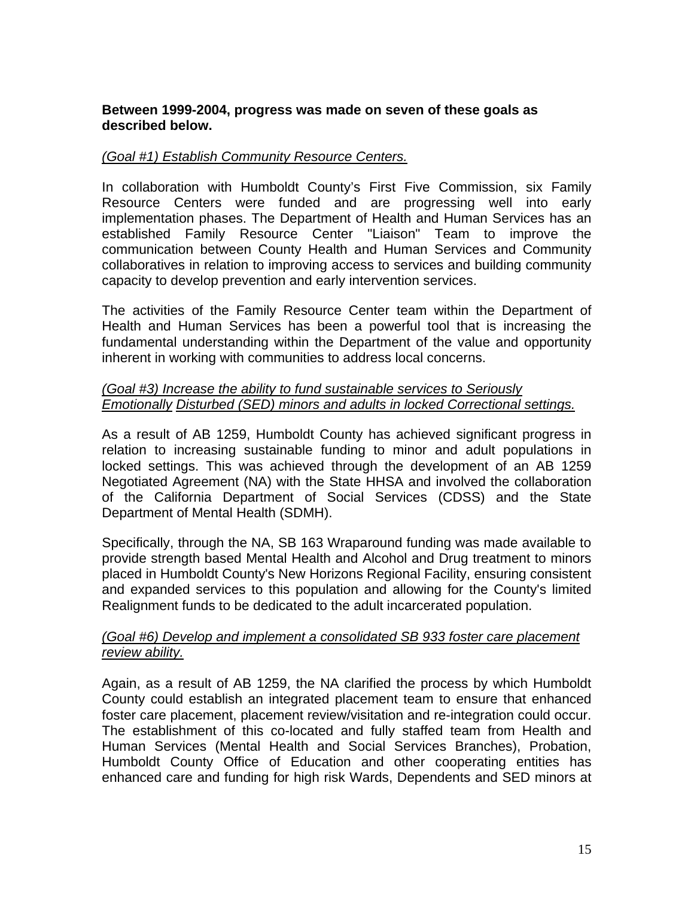**Between 1999-2004, progress was made on seven of these goals as described below.**

*(Goal #1) Establish Community Resource Centers.*

In collaboration with Humboldt County's First Five Commission, six Family Resource Centers were funded and are progressing well into early implementation phases. The Department of Health and Human Services has an established Family Resource Center "Liaison" Team to improve the communication between County Health and Human Services and Community collaboratives in relation to improving access to services and building community capacity to develop prevention and early intervention services.

The activities of the Family Resource Center team within the Department of Health and Human Services has been a powerful tool that is increasing the fundamental understanding within the Department of the value and opportunity inherent in working with communities to address local concerns.

*(Goal #3) Increase the ability to fund sustainable services to Seriously Emotionally Disturbed (SED) minors and adults in locked Correctional settings.*

As a result of AB 1259, Humboldt County has achieved significant progress in relation to increasing sustainable funding to minor and adult populations in locked settings. This was achieved through the development of an AB 1259 Negotiated Agreement (NA) with the State HHSA and involved the collaboration of the California Department of Social Services (CDSS) and the State Department of Mental Health (SDMH).

Specifically, through the NA, SB 163 Wraparound funding was made available to provide strength based Mental Health and Alcohol and Drug treatment to minors placed in Humboldt County's New Horizons Regional Facility, ensuring consistent and expanded services to this population and allowing for the County's limited Realignment funds to be dedicated to the adult incarcerated population.

*(Goal #6) Develop and implement a consolidated SB 933 foster care placement review ability.*

Again, as a result of AB 1259, the NA clarified the process by which Humboldt County could establish an integrated placement team to ensure that enhanced foster care placement, placement review/visitation and re-integration could occur. The establishment of this co-located and fully staffed team from Health and Human Services (Mental Health and Social Services Branches), Probation, Humboldt County Office of Education and other cooperating entities has enhanced care and funding for high risk Wards, Dependents and SED minors at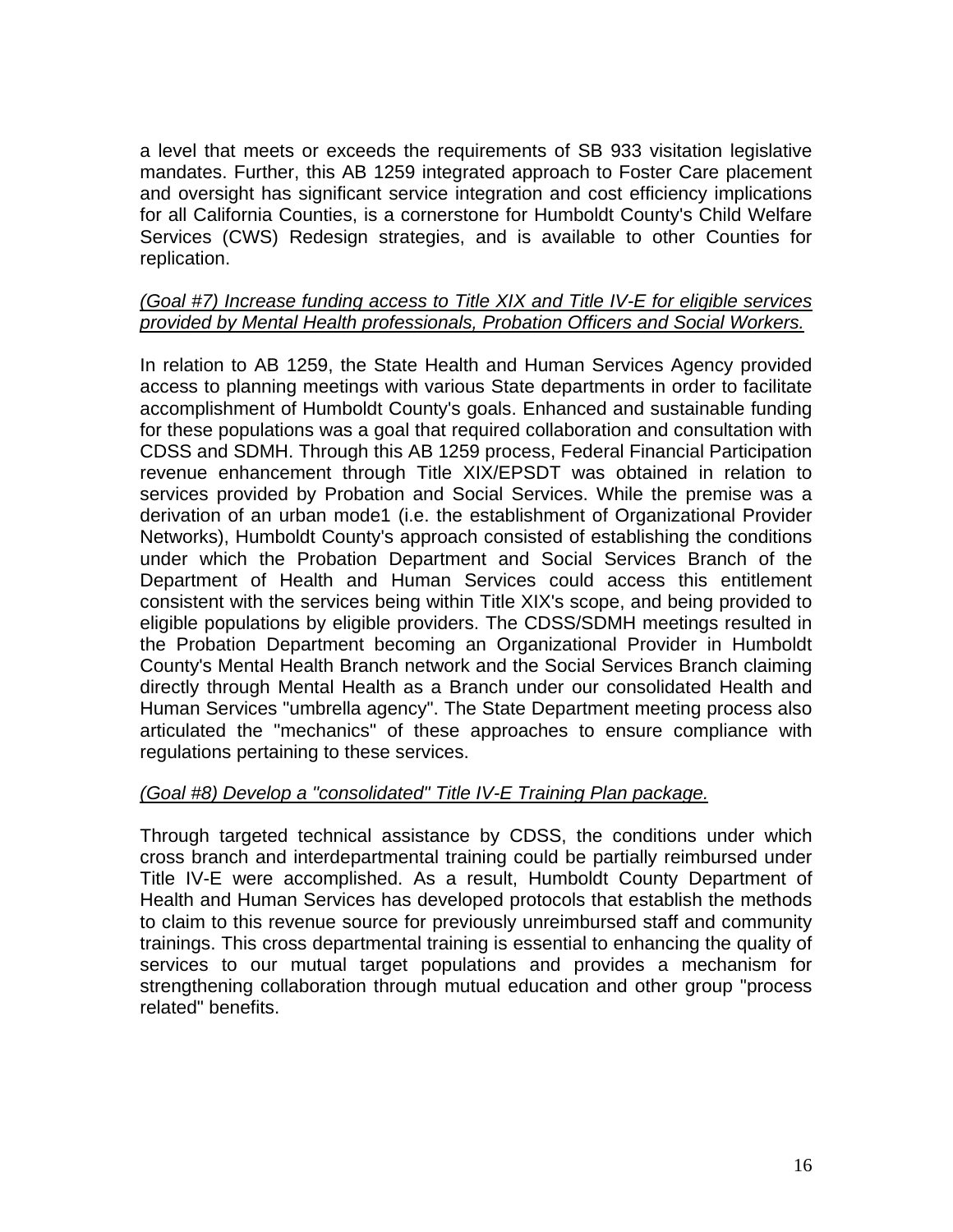a level that meets or exceeds the requirements of SB 933 visitation legislative mandates. Further, this AB 1259 integrated approach to Foster Care placement and oversight has significant service integration and cost efficiency implications for all California Counties, is a cornerstone for Humboldt County's Child Welfare Services (CWS) Redesign strategies, and is available to other Counties for replication.

*(Goal #7) Increase funding access to Title XIX and Title IV-E for eligible services provided by Mental Health professionals, Probation Officers and Social Workers.*

In relation to AB 1259, the State Health and Human Services Agency provided access to planning meetings with various State departments in order to facilitate accomplishment of Humboldt County's goals. Enhanced and sustainable funding for these populations was a goal that required collaboration and consultation with CDSS and SDMH. Through this AB 1259 process, Federal Financial Participation revenue enhancement through Title XIX/EPSDT was obtained in relation to services provided by Probation and Social Services. While the premise was a derivation of an urban mode1 (i.e. the establishment of Organizational Provider Networks), Humboldt County's approach consisted of establishing the conditions under which the Probation Department and Social Services Branch of the Department of Health and Human Services could access this entitlement consistent with the services being within Title XIX's scope, and being provided to eligible populations by eligible providers. The CDSS/SDMH meetings resulted in the Probation Department becoming an Organizational Provider in Humboldt County's Mental Health Branch network and the Social Services Branch claiming directly through Mental Health as a Branch under our consolidated Health and Human Services "umbrella agency". The State Department meeting process also articulated the "mechanics" of these approaches to ensure compliance with regulations pertaining to these services.

*(Goal #8) Develop a "consolidated" Title IV-E Training Plan package.*

Through targeted technical assistance by CDSS, the conditions under which cross branch and interdepartmental training could be partially reimbursed under Title IV-E were accomplished. As a result, Humboldt County Department of Health and Human Services has developed protocols that establish the methods to claim to this revenue source for previously unreimbursed staff and community trainings. This cross departmental training is essential to enhancing the quality of services to our mutual target populations and provides a mechanism for strengthening collaboration through mutual education and other group "process related" benefits.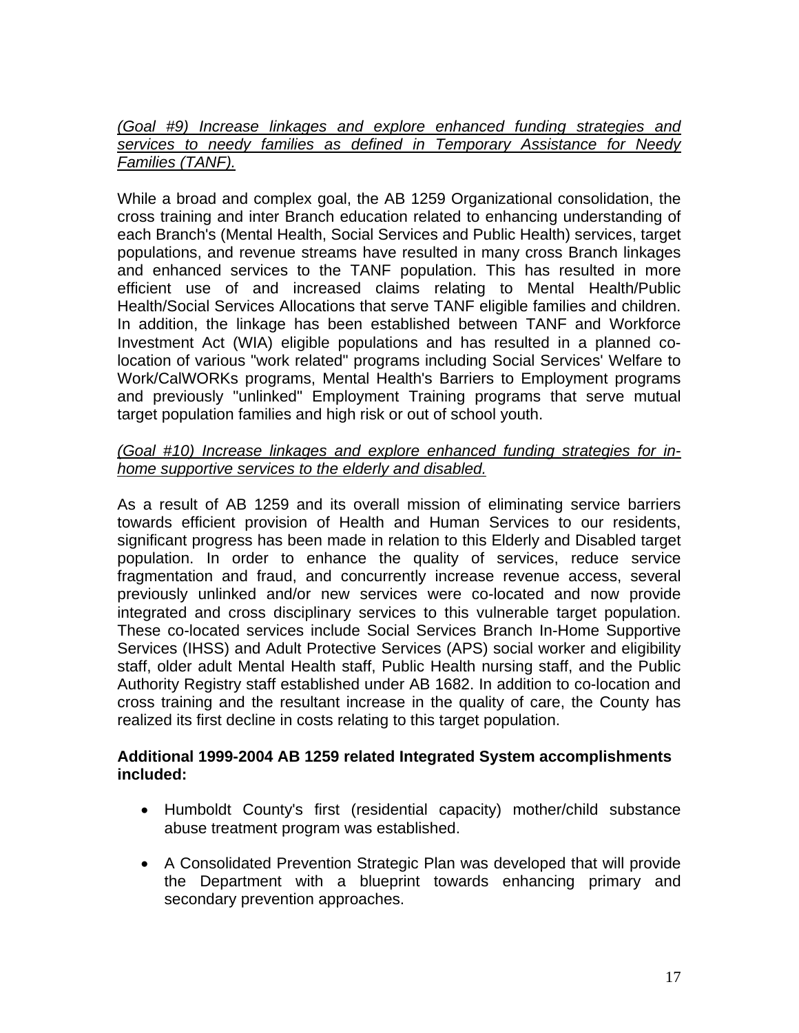*(Goal #9) Increase linkages and explore enhanced funding strategies and services to needy families as defined in Temporary Assistance for Needy Families (TANF).*

While a broad and complex goal, the AB 1259 Organizational consolidation, the cross training and inter Branch education related to enhancing understanding of each Branch's (Mental Health, Social Services and Public Health) services, target populations, and revenue streams have resulted in many cross Branch linkages and enhanced services to the TANF population. This has resulted in more efficient use of and increased claims relating to Mental Health/Public Health/Social Services Allocations that serve TANF eligible families and children. In addition, the linkage has been established between TANF and Workforce Investment Act (WIA) eligible populations and has resulted in a planned co-location of various "work related" programs including Social Services' Welfare to Work/CalWORKs programs, Mental Health's Barriers to Employment programs and previously "unlinked" Employment Training programs that serve mutual target population families and high risk or out of school youth.

*(Goal #10) Increase linkages and explore enhanced funding strategies for in-home supportive services to the elderly and disabled.*

As a result of AB 1259 and its overall mission of eliminating service barriers towards efficient provision of Health and Human Services to our residents, significant progress has been made in relation to this Elderly and Disabled target population. In order to enhance the quality of services, reduce service fragmentation and fraud, and concurrently increase revenue access, several previously unlinked and/or new services were co-located and now provide integrated and cross disciplinary services to this vulnerable target population. These co-located services include Social Services Branch In-Home Supportive Services (IHSS) and Adult Protective Services (APS) social worker and eligibility staff, older adult Mental Health staff, Public Health nursing staff, and the Public Authority Registry staff established under AB 1682. In addition to co-location and cross training and the resultant increase in the quality of care, the County has realized its first decline in costs relating to this target population.

**Additional 1999-2004 AB 1259 related Integrated System accomplishments included:**

- Humboldt County's first (residential capacity) mother/child substance abuse treatment program was established.
- A Consolidated Prevention Strategic Plan was developed that will provide the Department with a blueprint towards enhancing primary and secondary prevention approaches.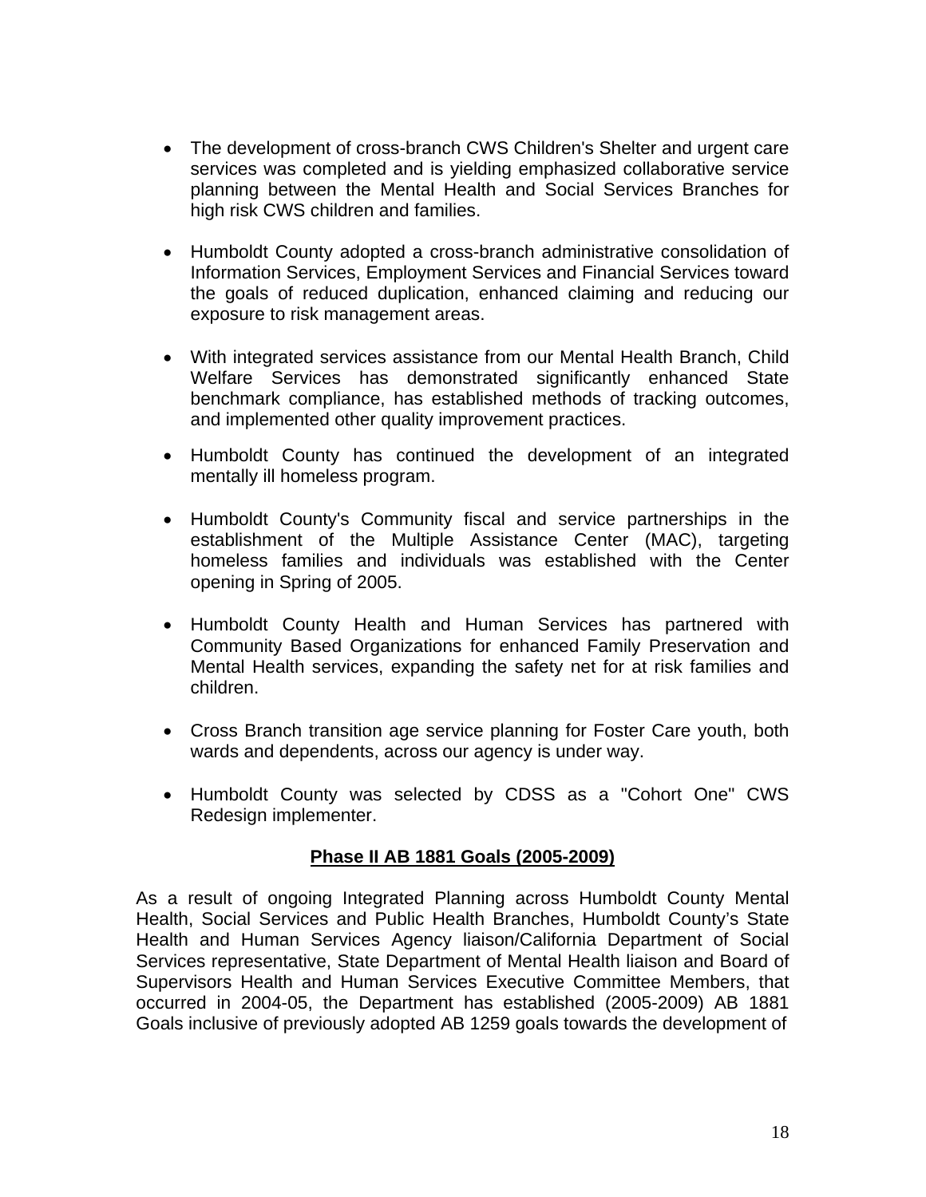- The development of cross-branch CWS Children's Shelter and urgent care services was completed and is yielding emphasized collaborative service planning between the Mental Health and Social Services Branches for high risk CWS children and families.

- Humboldt County adopted a cross-branch administrative consolidation of Information Services, Employment Services and Financial Services toward the goals of reduced duplication, enhanced claiming and reducing our exposure to risk management areas.

- With integrated services assistance from our Mental Health Branch, Child Welfare Services has demonstrated significantly enhanced State benchmark compliance, has established methods of tracking outcomes, and implemented other quality improvement practices.

- Humboldt County has continued the development of an integrated mentally ill homeless program.

- Humboldt County's Community fiscal and service partnerships in the establishment of the Multiple Assistance Center (MAC), targeting homeless families and individuals was established with the Center opening in Spring of 2005.

- Humboldt County Health and Human Services has partnered with Community Based Organizations for enhanced Family Preservation and Mental Health services, expanding the safety net for at risk families and children.

- Cross Branch transition age service planning for Foster Care youth, both wards and dependents, across our agency is under way.

- Humboldt County was selected by CDSS as a "Cohort One" CWS Redesign implementer.

## Phase II AB 1881 Goals (2005-2009)

As a result of ongoing Integrated Planning across Humboldt County Mental Health, Social Services and Public Health Branches, Humboldt County's State Health and Human Services Agency liaison/California Department of Social Services representative, State Department of Mental Health liaison and Board of Supervisors Health and Human Services Executive Committee Members, that occurred in 2004-05, the Department has established (2005-2009) AB 1881 Goals inclusive of previously adopted AB 1259 goals towards the development of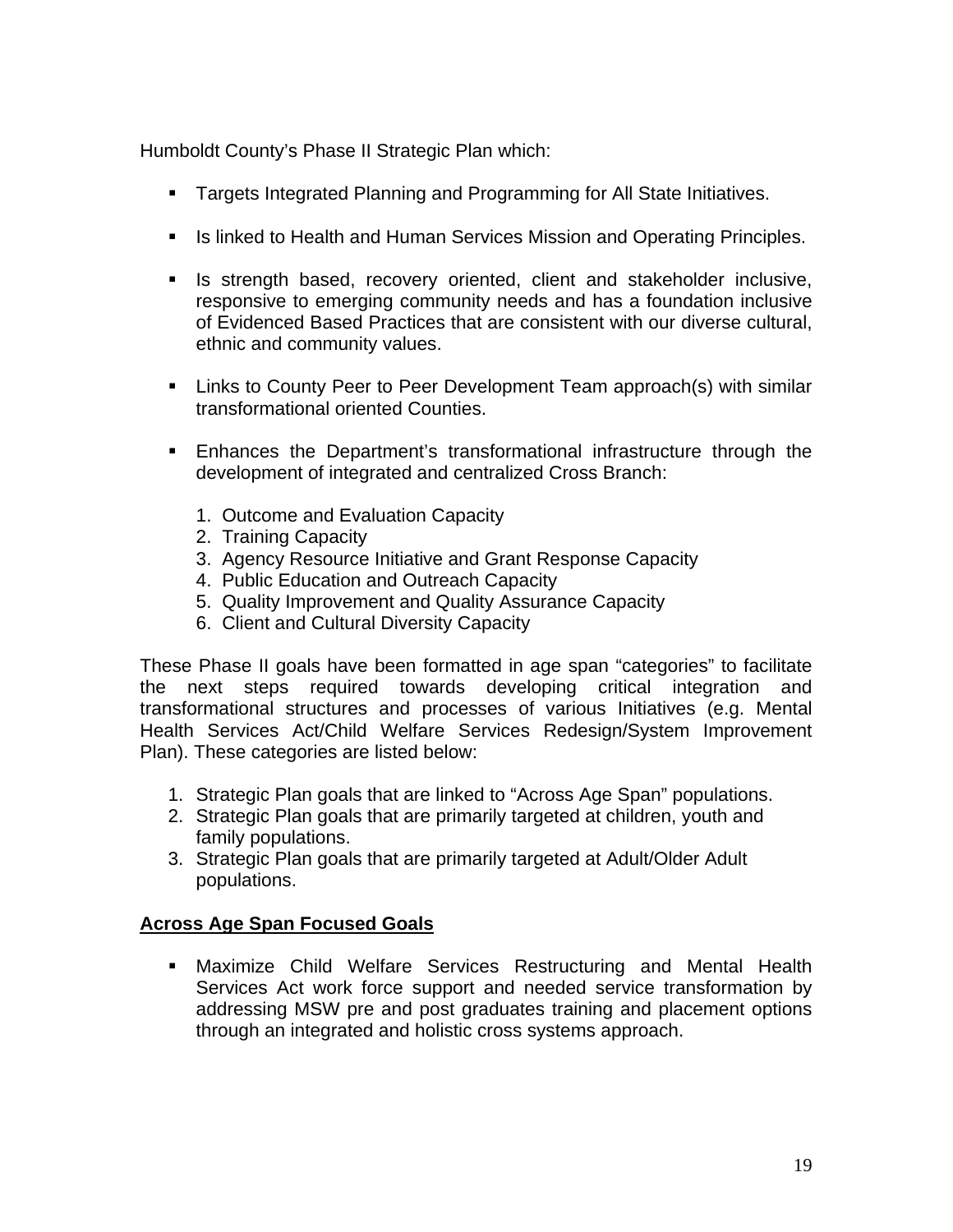Humboldt County's Phase II Strategic Plan which:

- Targets Integrated Planning and Programming for All State Initiatives.
- Is linked to Health and Human Services Mission and Operating Principles.
- Is strength based, recovery oriented, client and stakeholder inclusive, responsive to emerging community needs and has a foundation inclusive of Evidenced Based Practices that are consistent with our diverse cultural, ethnic and community values.
- Links to County Peer to Peer Development Team approach(s) with similar transformational oriented Counties.
- Enhances the Department's transformational infrastructure through the development of integrated and centralized Cross Branch:
    1. Outcome and Evaluation Capacity
    2. Training Capacity
    3. Agency Resource Initiative and Grant Response Capacity
    4. Public Education and Outreach Capacity
    5. Quality Improvement and Quality Assurance Capacity
    6. Client and Cultural Diversity Capacity

These Phase II goals have been formatted in age span "categories" to facilitate the next steps required towards developing critical integration and transformational structures and processes of various Initiatives (e.g. Mental Health Services Act/Child Welfare Services Redesign/System Improvement Plan). These categories are listed below:

1. Strategic Plan goals that are linked to "Across Age Span" populations.
2. Strategic Plan goals that are primarily targeted at children, youth and family populations.
3. Strategic Plan goals that are primarily targeted at Adult/Older Adult populations.

**Across Age Span Focused Goals**

- Maximize Child Welfare Services Restructuring and Mental Health Services Act work force support and needed service transformation by addressing MSW pre and post graduates training and placement options through an integrated and holistic cross systems approach.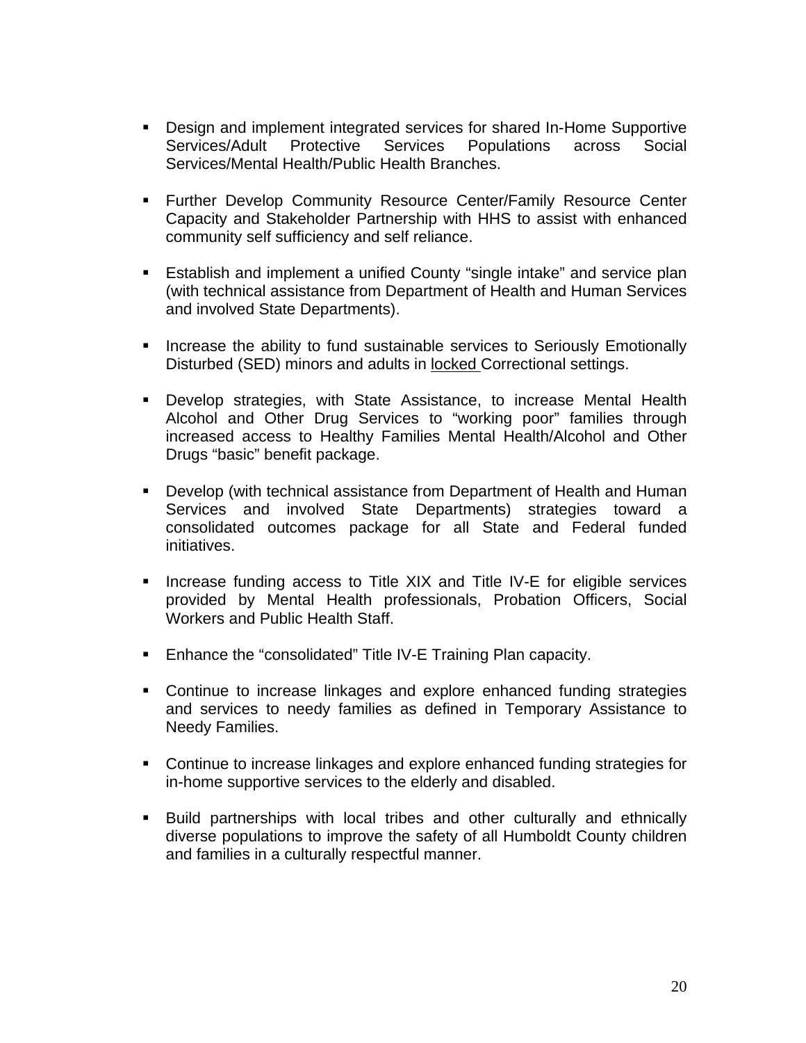- Design and implement integrated services for shared In-Home Supportive Services/Adult Protective Services Populations across Social Services/Mental Health/Public Health Branches.

- Further Develop Community Resource Center/Family Resource Center Capacity and Stakeholder Partnership with HHS to assist with enhanced community self sufficiency and self reliance.

- Establish and implement a unified County "single intake" and service plan (with technical assistance from Department of Health and Human Services and involved State Departments).

- Increase the ability to fund sustainable services to Seriously Emotionally Disturbed (SED) minors and adults in <u>locked</u> Correctional settings.

- Develop strategies, with State Assistance, to increase Mental Health Alcohol and Other Drug Services to "working poor" families through increased access to Healthy Families Mental Health/Alcohol and Other Drugs "basic" benefit package.

- Develop (with technical assistance from Department of Health and Human Services and involved State Departments) strategies toward a consolidated outcomes package for all State and Federal funded initiatives.

- Increase funding access to Title XIX and Title IV-E for eligible services provided by Mental Health professionals, Probation Officers, Social Workers and Public Health Staff.

- Enhance the "consolidated" Title IV-E Training Plan capacity.

- Continue to increase linkages and explore enhanced funding strategies and services to needy families as defined in Temporary Assistance to Needy Families.

- Continue to increase linkages and explore enhanced funding strategies for in-home supportive services to the elderly and disabled.

- Build partnerships with local tribes and other culturally and ethnically diverse populations to improve the safety of all Humboldt County children and families in a culturally respectful manner.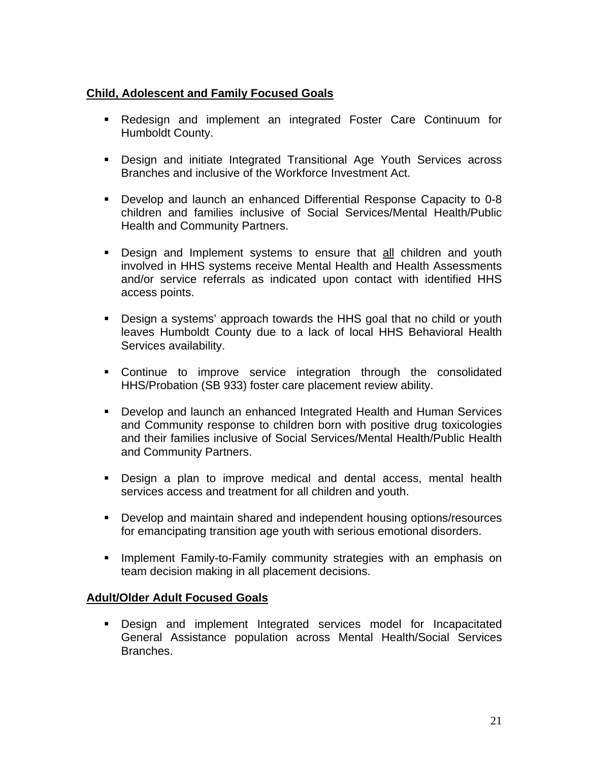**Child, Adolescent and Family Focused Goals**

- Redesign and implement an integrated Foster Care Continuum for Humboldt County.
- Design and initiate Integrated Transitional Age Youth Services across Branches and inclusive of the Workforce Investment Act.
- Develop and launch an enhanced Differential Response Capacity to 0-8 children and families inclusive of Social Services/Mental Health/Public Health and Community Partners.
- Design and Implement systems to ensure that all children and youth involved in HHS systems receive Mental Health and Health Assessments and/or service referrals as indicated upon contact with identified HHS access points.
- Design a systems' approach towards the HHS goal that no child or youth leaves Humboldt County due to a lack of local HHS Behavioral Health Services availability.
- Continue to improve service integration through the consolidated HHS/Probation (SB 933) foster care placement review ability.
- Develop and launch an enhanced Integrated Health and Human Services and Community response to children born with positive drug toxicologies and their families inclusive of Social Services/Mental Health/Public Health and Community Partners.
- Design a plan to improve medical and dental access, mental health services access and treatment for all children and youth.
- Develop and maintain shared and independent housing options/resources for emancipating transition age youth with serious emotional disorders.
- Implement Family-to-Family community strategies with an emphasis on team decision making in all placement decisions.

**Adult/Older Adult Focused Goals**

- Design and implement Integrated services model for Incapacitated General Assistance population across Mental Health/Social Services Branches.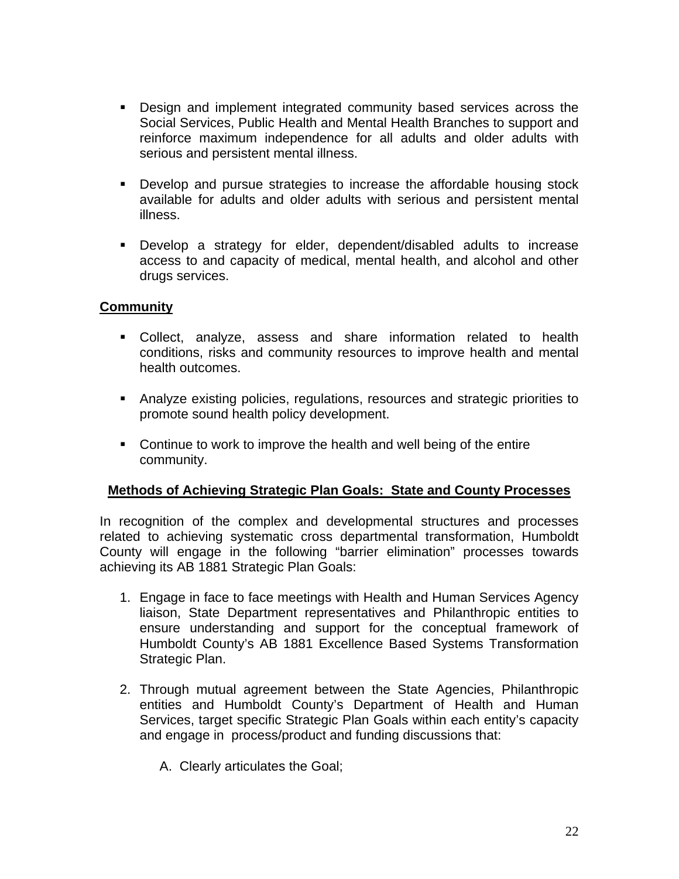- Design and implement integrated community based services across the Social Services, Public Health and Mental Health Branches to support and reinforce maximum independence for all adults and older adults with serious and persistent mental illness.

- Develop and pursue strategies to increase the affordable housing stock available for adults and older adults with serious and persistent mental illness.

- Develop a strategy for elder, dependent/disabled adults to increase access to and capacity of medical, mental health, and alcohol and other drugs services.

**Community**

- Collect, analyze, assess and share information related to health conditions, risks and community resources to improve health and mental health outcomes.

- Analyze existing policies, regulations, resources and strategic priorities to promote sound health policy development.

- Continue to work to improve the health and well being of the entire community.

**Methods of Achieving Strategic Plan Goals: State and County Processes**

In recognition of the complex and developmental structures and processes related to achieving systematic cross departmental transformation, Humboldt County will engage in the following "barrier elimination" processes towards achieving its AB 1881 Strategic Plan Goals:

1. Engage in face to face meetings with Health and Human Services Agency liaison, State Department representatives and Philanthropic entities to ensure understanding and support for the conceptual framework of Humboldt County's AB 1881 Excellence Based Systems Transformation Strategic Plan.

2. Through mutual agreement between the State Agencies, Philanthropic entities and Humboldt County's Department of Health and Human Services, target specific Strategic Plan Goals within each entity's capacity and engage in process/product and funding discussions that:

   A. Clearly articulates the Goal;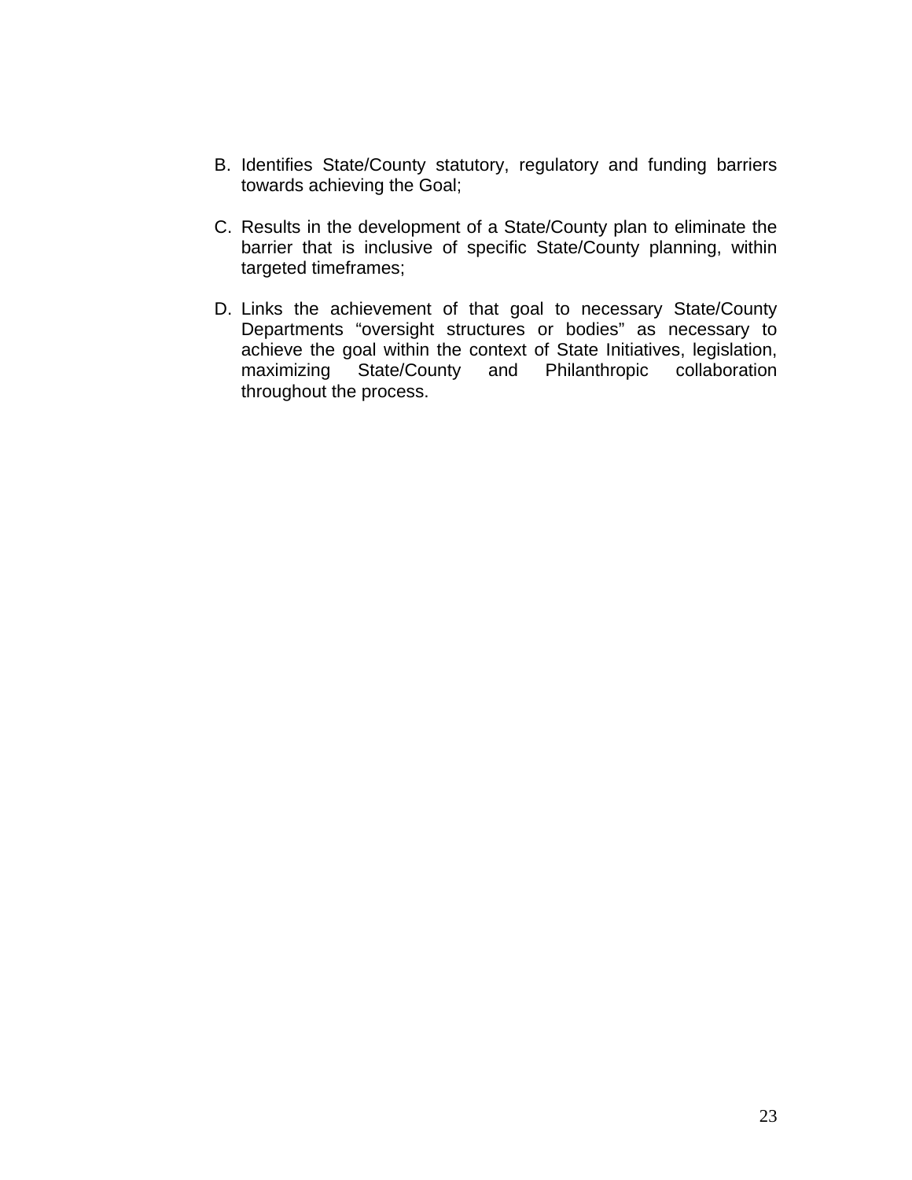B. Identifies State/County statutory, regulatory and funding barriers towards achieving the Goal;

C. Results in the development of a State/County plan to eliminate the barrier that is inclusive of specific State/County planning, within targeted timeframes;

D. Links the achievement of that goal to necessary State/County Departments “oversight structures or bodies” as necessary to achieve the goal within the context of State Initiatives, legislation, maximizing State/County and Philanthropic collaboration throughout the process.